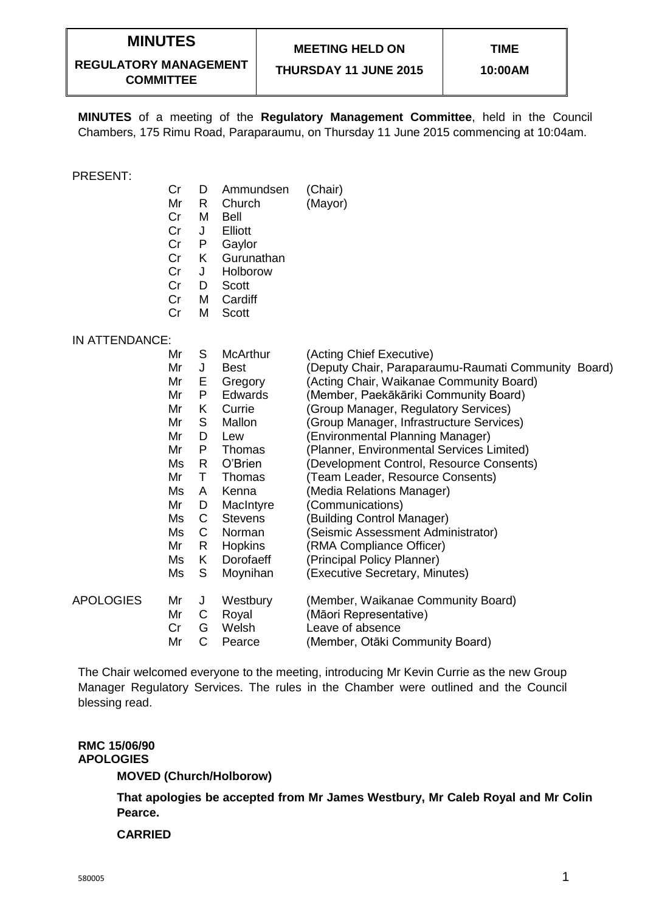| **MINUTES**<br>**REGULATORY MANAGEMENT COMMITTEE** | **MEETING HELD ON**<br>**THURSDAY 11 JUNE 2015** | **TIME**<br>**10:00AM** |
|---|---|---|

**MINUTES** of a meeting of the **Regulatory Management Committee**, held in the Council Chambers, 175 Rimu Road, Paraparaumu, on Thursday 11 June 2015 commencing at 10:04am.

PRESENT:

| | | | |
|---|---|---|---|
| Cr | D | Ammundsen | (Chair) |
| Mr | R | Church | (Mayor) |
| Cr | M | Bell | |
| Cr | J | Elliott | |
| Cr | P | Gaylor | |
| Cr | K | Gurunathan | |
| Cr | J | Holborow | |
| Cr | D | Scott | |
| Cr | M | Cardiff | |
| Cr | M | Scott | |

IN ATTENDANCE:

| | | | |
|---|---|---|---|
| Mr | S | McArthur | (Acting Chief Executive) |
| Mr | J | Best | (Deputy Chair, Paraparaumu-Raumati Community Board) |
| Mr | E | Gregory | (Acting Chair, Waikanae Community Board) |
| Mr | P | Edwards | (Member, Paekākāriki Community Board) |
| Mr | K | Currie | (Group Manager, Regulatory Services) |
| Mr | S | Mallon | (Group Manager, Infrastructure Services) |
| Mr | D | Lew | (Environmental Planning Manager) |
| Mr | P | Thomas | (Planner, Environmental Services Limited) |
| Ms | R | O'Brien | (Development Control, Resource Consents) |
| Mr | T | Thomas | (Team Leader, Resource Consents) |
| Ms | A | Kenna | (Media Relations Manager) |
| Mr | D | MacIntyre | (Communications) |
| Ms | C | Stevens | (Building Control Manager) |
| Ms | C | Norman | (Seismic Assessment Administrator) |
| Mr | R | Hopkins | (RMA Compliance Officer) |
| Ms | K | Dorofaeff | (Principal Policy Planner) |
| Ms | S | Moynihan | (Executive Secretary, Minutes) |

APOLOGIES

| | | | |
|---|---|---|---|
| Mr | J | Westbury | (Member, Waikanae Community Board) |
| Mr | C | Royal | (Māori Representative) |
| Cr | G | Welsh | Leave of absence |
| Mr | C | Pearce | (Member, Otāki Community Board) |

The Chair welcomed everyone to the meeting, introducing Mr Kevin Currie as the new Group Manager Regulatory Services. The rules in the Chamber were outlined and the Council blessing read.

**RMC 15/06/90**
**APOLOGIES**

**MOVED (Church/Holborow)**

**That apologies be accepted from Mr James Westbury, Mr Caleb Royal and Mr Colin Pearce.**

**CARRIED**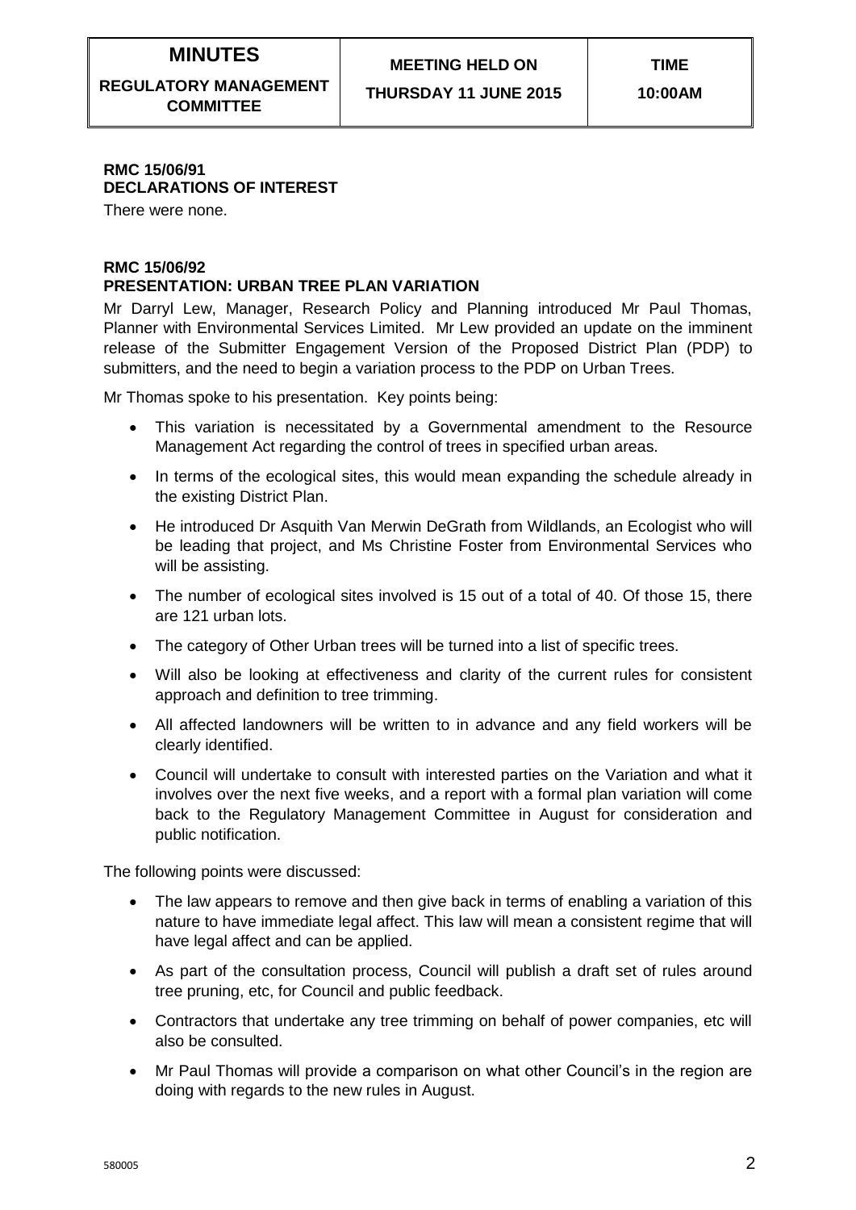**RMC 15/06/91**
**DECLARATIONS OF INTEREST**

There were none.

**RMC 15/06/92**
**PRESENTATION: URBAN TREE PLAN VARIATION**

Mr Darryl Lew, Manager, Research Policy and Planning introduced Mr Paul Thomas, Planner with Environmental Services Limited. Mr Lew provided an update on the imminent release of the Submitter Engagement Version of the Proposed District Plan (PDP) to submitters, and the need to begin a variation process to the PDP on Urban Trees.

Mr Thomas spoke to his presentation. Key points being:

- This variation is necessitated by a Governmental amendment to the Resource Management Act regarding the control of trees in specified urban areas.
- In terms of the ecological sites, this would mean expanding the schedule already in the existing District Plan.
- He introduced Dr Asquith Van Merwin DeGrath from Wildlands, an Ecologist who will be leading that project, and Ms Christine Foster from Environmental Services who will be assisting.
- The number of ecological sites involved is 15 out of a total of 40. Of those 15, there are 121 urban lots.
- The category of Other Urban trees will be turned into a list of specific trees.
- Will also be looking at effectiveness and clarity of the current rules for consistent approach and definition to tree trimming.
- All affected landowners will be written to in advance and any field workers will be clearly identified.
- Council will undertake to consult with interested parties on the Variation and what it involves over the next five weeks, and a report with a formal plan variation will come back to the Regulatory Management Committee in August for consideration and public notification.

The following points were discussed:

- The law appears to remove and then give back in terms of enabling a variation of this nature to have immediate legal affect. This law will mean a consistent regime that will have legal affect and can be applied.
- As part of the consultation process, Council will publish a draft set of rules around tree pruning, etc, for Council and public feedback.
- Contractors that undertake any tree trimming on behalf of power companies, etc will also be consulted.
- Mr Paul Thomas will provide a comparison on what other Council's in the region are doing with regards to the new rules in August.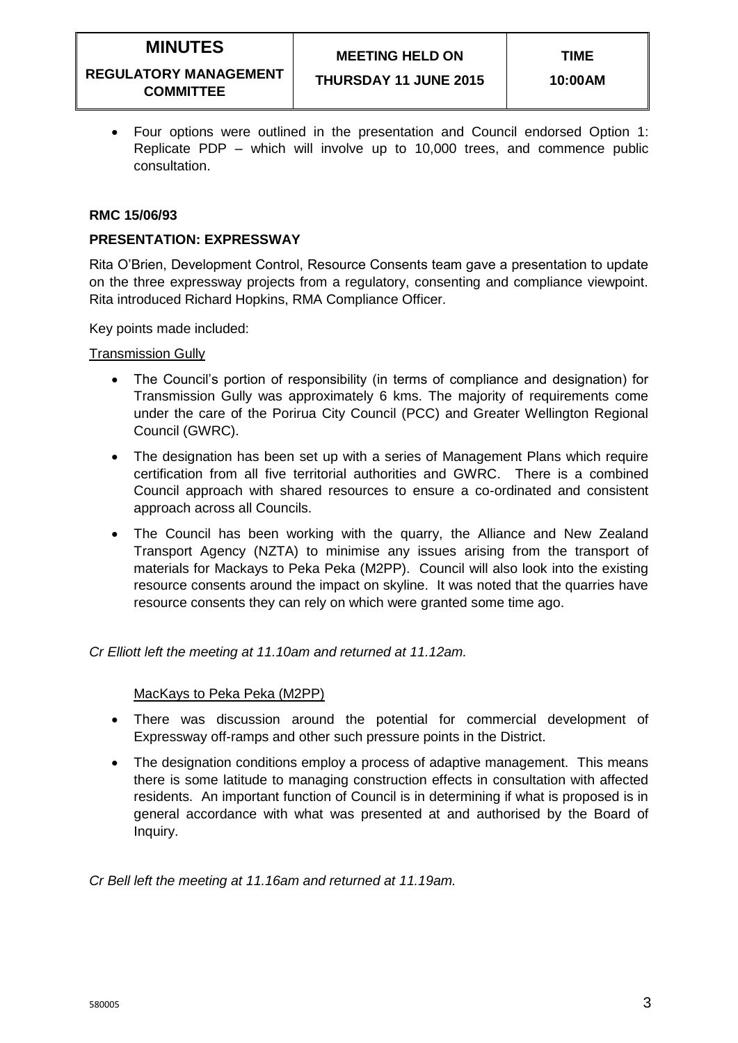- Four options were outlined in the presentation and Council endorsed Option 1: Replicate PDP – which will involve up to 10,000 trees, and commence public consultation.

**RMC 15/06/93**

**PRESENTATION: EXPRESSWAY**

Rita O'Brien, Development Control, Resource Consents team gave a presentation to update on the three expressway projects from a regulatory, consenting and compliance viewpoint. Rita introduced Richard Hopkins, RMA Compliance Officer.

Key points made included:

Transmission Gully

- The Council's portion of responsibility (in terms of compliance and designation) for Transmission Gully was approximately 6 kms. The majority of requirements come under the care of the Porirua City Council (PCC) and Greater Wellington Regional Council (GWRC).
- The designation has been set up with a series of Management Plans which require certification from all five territorial authorities and GWRC. There is a combined Council approach with shared resources to ensure a co-ordinated and consistent approach across all Councils.
- The Council has been working with the quarry, the Alliance and New Zealand Transport Agency (NZTA) to minimise any issues arising from the transport of materials for Mackays to Peka Peka (M2PP). Council will also look into the existing resource consents around the impact on skyline. It was noted that the quarries have resource consents they can rely on which were granted some time ago.

*Cr Elliott left the meeting at 11.10am and returned at 11.12am.*

MacKays to Peka Peka (M2PP)

- There was discussion around the potential for commercial development of Expressway off-ramps and other such pressure points in the District.
- The designation conditions employ a process of adaptive management. This means there is some latitude to managing construction effects in consultation with affected residents. An important function of Council is in determining if what is proposed is in general accordance with what was presented at and authorised by the Board of Inquiry.

*Cr Bell left the meeting at 11.16am and returned at 11.19am.*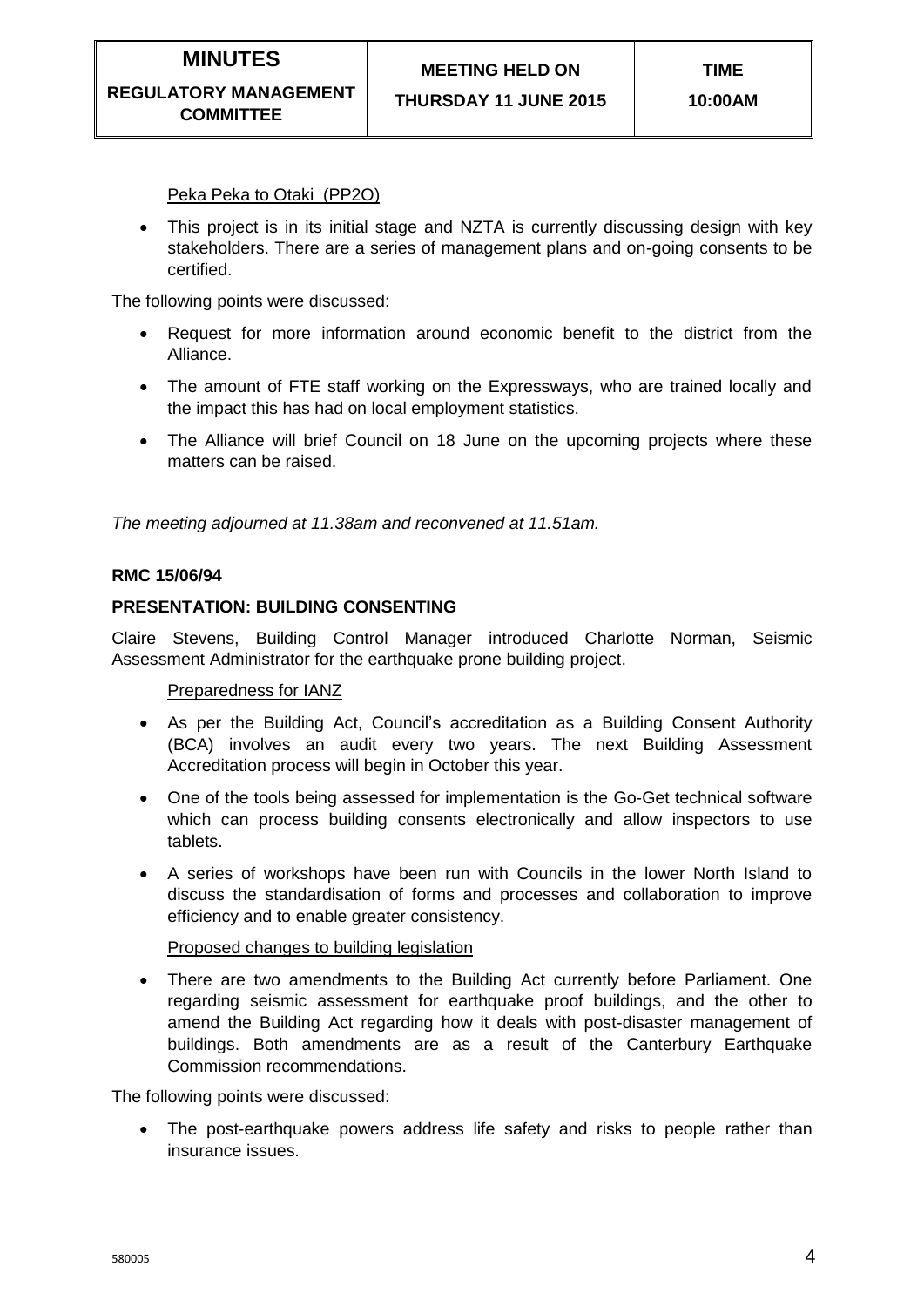Peka Peka to Otaki (PP2O)

- This project is in its initial stage and NZTA is currently discussing design with key stakeholders. There are a series of management plans and on-going consents to be certified.

The following points were discussed:

- Request for more information around economic benefit to the district from the Alliance.
- The amount of FTE staff working on the Expressways, who are trained locally and the impact this has had on local employment statistics.
- The Alliance will brief Council on 18 June on the upcoming projects where these matters can be raised.

*The meeting adjourned at 11.38am and reconvened at 11.51am.*

**RMC 15/06/94**

**PRESENTATION: BUILDING CONSENTING**

Claire Stevens, Building Control Manager introduced Charlotte Norman, Seismic Assessment Administrator for the earthquake prone building project.

Preparedness for IANZ

- As per the Building Act, Council's accreditation as a Building Consent Authority (BCA) involves an audit every two years. The next Building Assessment Accreditation process will begin in October this year.
- One of the tools being assessed for implementation is the Go-Get technical software which can process building consents electronically and allow inspectors to use tablets.
- A series of workshops have been run with Councils in the lower North Island to discuss the standardisation of forms and processes and collaboration to improve efficiency and to enable greater consistency.

Proposed changes to building legislation

- There are two amendments to the Building Act currently before Parliament. One regarding seismic assessment for earthquake proof buildings, and the other to amend the Building Act regarding how it deals with post-disaster management of buildings. Both amendments are as a result of the Canterbury Earthquake Commission recommendations.

The following points were discussed:

- The post-earthquake powers address life safety and risks to people rather than insurance issues.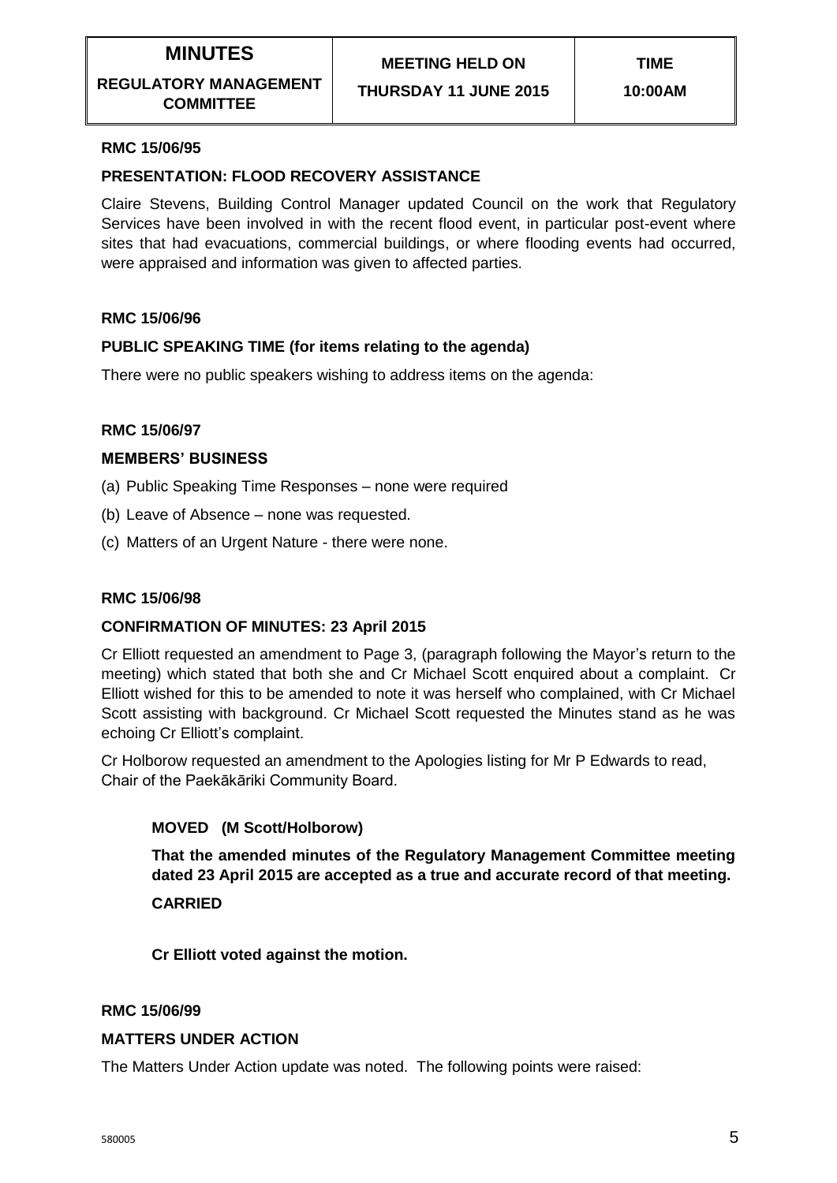| MINUTES | MEETING HELD ON | TIME |
|---|---|---|
| REGULATORY MANAGEMENT COMMITTEE | THURSDAY 11 JUNE 2015 | 10:00AM |

**RMC 15/06/95**

**PRESENTATION: FLOOD RECOVERY ASSISTANCE**

Claire Stevens, Building Control Manager updated Council on the work that Regulatory Services have been involved in with the recent flood event, in particular post-event where sites that had evacuations, commercial buildings, or where flooding events had occurred, were appraised and information was given to affected parties.

**RMC 15/06/96**

**PUBLIC SPEAKING TIME (for items relating to the agenda)**

There were no public speakers wishing to address items on the agenda:

**RMC 15/06/97**

**MEMBERS' BUSINESS**

(a) Public Speaking Time Responses – none were required

(b) Leave of Absence – none was requested.

(c) Matters of an Urgent Nature - there were none.

**RMC 15/06/98**

**CONFIRMATION OF MINUTES: 23 April 2015**

Cr Elliott requested an amendment to Page 3, (paragraph following the Mayor's return to the meeting) which stated that both she and Cr Michael Scott enquired about a complaint. Cr Elliott wished for this to be amended to note it was herself who complained, with Cr Michael Scott assisting with background. Cr Michael Scott requested the Minutes stand as he was echoing Cr Elliott's complaint.

Cr Holborow requested an amendment to the Apologies listing for Mr P Edwards to read, Chair of the Paekākāriki Community Board.

**MOVED (M Scott/Holborow)**

**That the amended minutes of the Regulatory Management Committee meeting dated 23 April 2015 are accepted as a true and accurate record of that meeting.**

**CARRIED**

**Cr Elliott voted against the motion.**

**RMC 15/06/99**

**MATTERS UNDER ACTION**

The Matters Under Action update was noted. The following points were raised: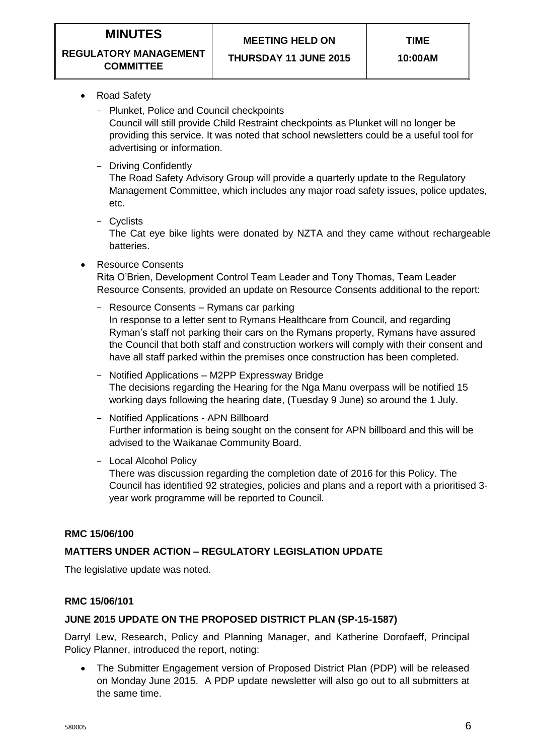- Road Safety
  - Plunket, Police and Council checkpoints
    Council will still provide Child Restraint checkpoints as Plunket will no longer be providing this service. It was noted that school newsletters could be a useful tool for advertising or information.
  - Driving Confidently
    The Road Safety Advisory Group will provide a quarterly update to the Regulatory Management Committee, which includes any major road safety issues, police updates, etc.
  - Cyclists
    The Cat eye bike lights were donated by NZTA and they came without rechargeable batteries.
- Resource Consents
  Rita O'Brien, Development Control Team Leader and Tony Thomas, Team Leader Resource Consents, provided an update on Resource Consents additional to the report:
  - Resource Consents – Rymans car parking
    In response to a letter sent to Rymans Healthcare from Council, and regarding Ryman's staff not parking their cars on the Rymans property, Rymans have assured the Council that both staff and construction workers will comply with their consent and have all staff parked within the premises once construction has been completed.
  - Notified Applications – M2PP Expressway Bridge
    The decisions regarding the Hearing for the Nga Manu overpass will be notified 15 working days following the hearing date, (Tuesday 9 June) so around the 1 July.
  - Notified Applications - APN Billboard
    Further information is being sought on the consent for APN billboard and this will be advised to the Waikanae Community Board.
  - Local Alcohol Policy
    There was discussion regarding the completion date of 2016 for this Policy. The Council has identified 92 strategies, policies and plans and a report with a prioritised 3-year work programme will be reported to Council.

**RMC 15/06/100**

**MATTERS UNDER ACTION – REGULATORY LEGISLATION UPDATE**

The legislative update was noted.

**RMC 15/06/101**

**JUNE 2015 UPDATE ON THE PROPOSED DISTRICT PLAN (SP-15-1587)**

Darryl Lew, Research, Policy and Planning Manager, and Katherine Dorofaeff, Principal Policy Planner, introduced the report, noting:

- The Submitter Engagement version of Proposed District Plan (PDP) will be released on Monday June 2015. A PDP update newsletter will also go out to all submitters at the same time.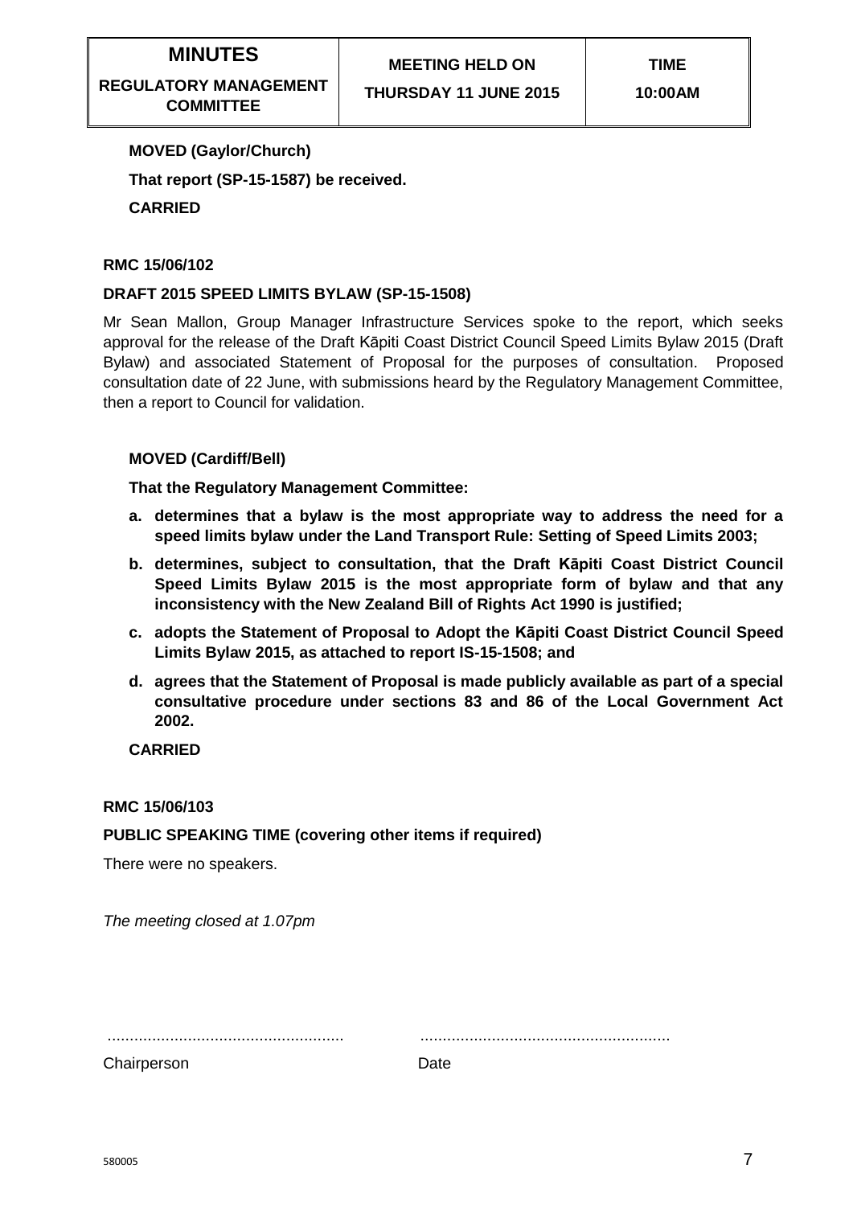**MOVED (Gaylor/Church)**

**That report (SP-15-1587) be received.**

**CARRIED**

**RMC 15/06/102**

**DRAFT 2015 SPEED LIMITS BYLAW (SP-15-1508)**

Mr Sean Mallon, Group Manager Infrastructure Services spoke to the report, which seeks approval for the release of the Draft Kāpiti Coast District Council Speed Limits Bylaw 2015 (Draft Bylaw) and associated Statement of Proposal for the purposes of consultation. Proposed consultation date of 22 June, with submissions heard by the Regulatory Management Committee, then a report to Council for validation.

**MOVED (Cardiff/Bell)**

**That the Regulatory Management Committee:**

**a. determines that a bylaw is the most appropriate way to address the need for a speed limits bylaw under the Land Transport Rule: Setting of Speed Limits 2003;**

**b. determines, subject to consultation, that the Draft Kāpiti Coast District Council Speed Limits Bylaw 2015 is the most appropriate form of bylaw and that any inconsistency with the New Zealand Bill of Rights Act 1990 is justified;**

**c. adopts the Statement of Proposal to Adopt the Kāpiti Coast District Council Speed Limits Bylaw 2015, as attached to report IS-15-1508; and**

**d. agrees that the Statement of Proposal is made publicly available as part of a special consultative procedure under sections 83 and 86 of the Local Government Act 2002.**

**CARRIED**

**RMC 15/06/103**

**PUBLIC SPEAKING TIME (covering other items if required)**

There were no speakers.

*The meeting closed at 1.07pm*

.................................................... ........................................................

Chairperson Date